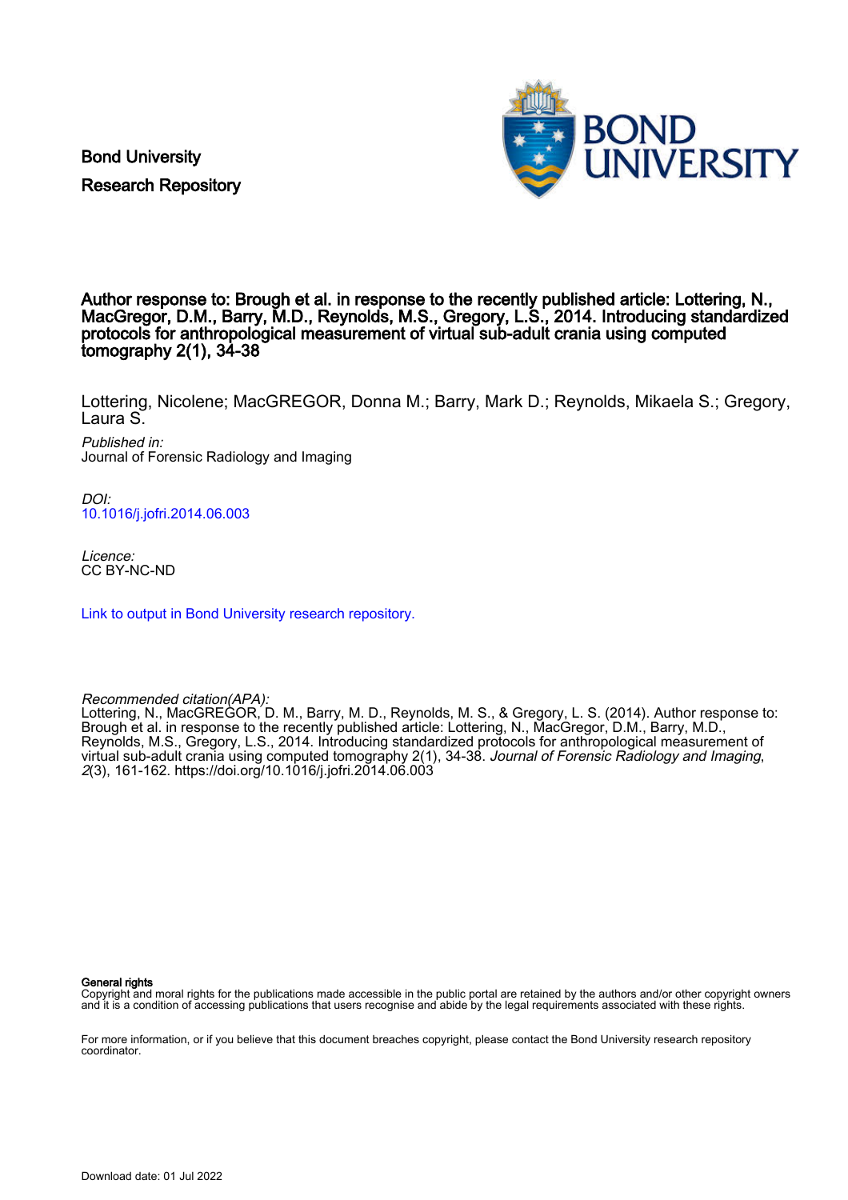Bond University
Research Repository

# Author response to: Brough et al. in response to the recently published article: Lottering, N., MacGregor, D.M., Barry, M.D., Reynolds, M.S., Gregory, L.S., 2014. Introducing standardized protocols for anthropological measurement of virtual sub-adult crania using computed tomography 2(1), 34-38

Lottering, Nicolene; MacGREGOR, Donna M.; Barry, Mark D.; Reynolds, Mikaela S.; Gregory, Laura S.

*Published in:*
Journal of Forensic Radiology and Imaging

*DOI:*
10.1016/j.jofri.2014.06.003

*Licence:*
CC BY-NC-ND

Link to output in Bond University research repository.

*Recommended citation(APA):*
Lottering, N., MacGREGOR, D. M., Barry, M. D., Reynolds, M. S., & Gregory, L. S. (2014). Author response to: Brough et al. in response to the recently published article: Lottering, N., MacGregor, D.M., Barry, M.D., Reynolds, M.S., Gregory, L.S., 2014. Introducing standardized protocols for anthropological measurement of virtual sub-adult crania using computed tomography 2(1), 34-38. *Journal of Forensic Radiology and Imaging*, *2*(3), 161-162. https://doi.org/10.1016/j.jofri.2014.06.003

**General rights**
Copyright and moral rights for the publications made accessible in the public portal are retained by the authors and/or other copyright owners and it is a condition of accessing publications that users recognise and abide by the legal requirements associated with these rights.

For more information, or if you believe that this document breaches copyright, please contact the Bond University research repository coordinator.

Download date: 01 Jul 2022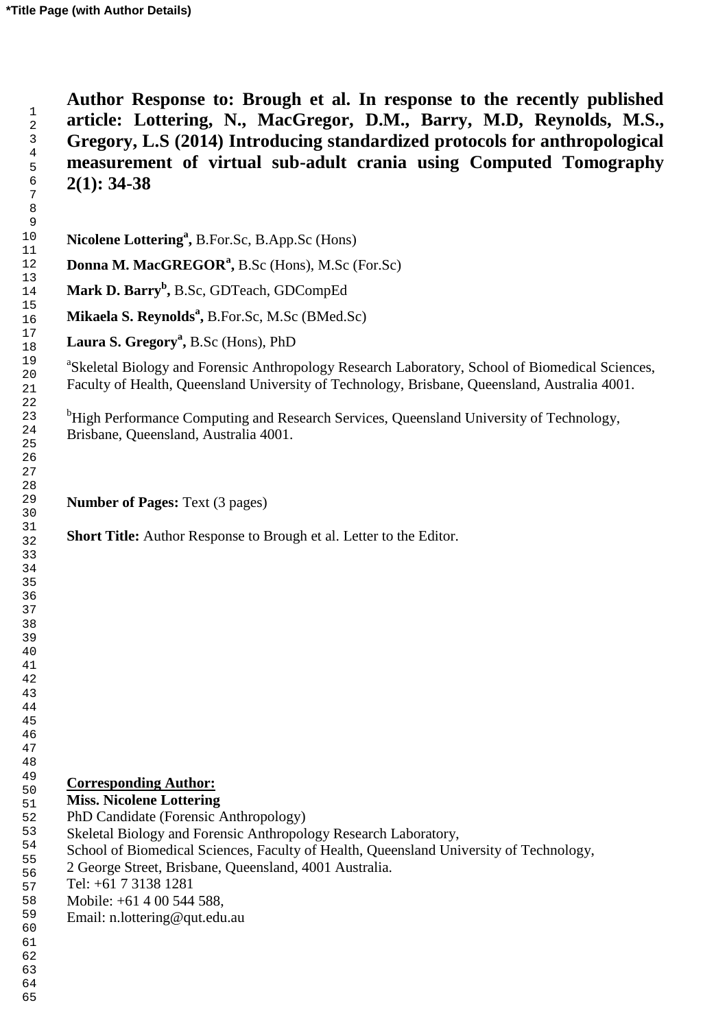**Author Response to: Brough et al. In response to the recently published article: Lottering, N., MacGregor, D.M., Barry, M.D, Reynolds, M.S., Gregory, L.S (2014) Introducing standardized protocols for anthropological measurement of virtual sub-adult crania using Computed Tomography 2(1): 34-38**

**Nicolene Lottering**[a]**,** B.For.Sc, B.App.Sc (Hons)

**Donna M. MacGREGOR**[a]**,** B.Sc (Hons), M.Sc (For.Sc)

**Mark D. Barry**[b]**,** B.Sc, GDTeach, GDCompEd

**Mikaela S. Reynolds**[a]**,** B.For.Sc, M.Sc (BMed.Sc)

**Laura S. Gregory**[a]**,** B.Sc (Hons), PhD

[a]Skeletal Biology and Forensic Anthropology Research Laboratory, School of Biomedical Sciences, Faculty of Health, Queensland University of Technology, Brisbane, Queensland, Australia 4001.

[b]High Performance Computing and Research Services, Queensland University of Technology, Brisbane, Queensland, Australia 4001.

**Number of Pages:** Text (3 pages)

**Short Title:** Author Response to Brough et al. Letter to the Editor.

**Corresponding Author:**
**Miss. Nicolene Lottering**
PhD Candidate (Forensic Anthropology)
Skeletal Biology and Forensic Anthropology Research Laboratory,
School of Biomedical Sciences, Faculty of Health, Queensland University of Technology,
2 George Street, Brisbane, Queensland, 4001 Australia.
Tel: +61 7 3138 1281
Mobile: +61 4 00 544 588,
Email: n.lottering@qut.edu.au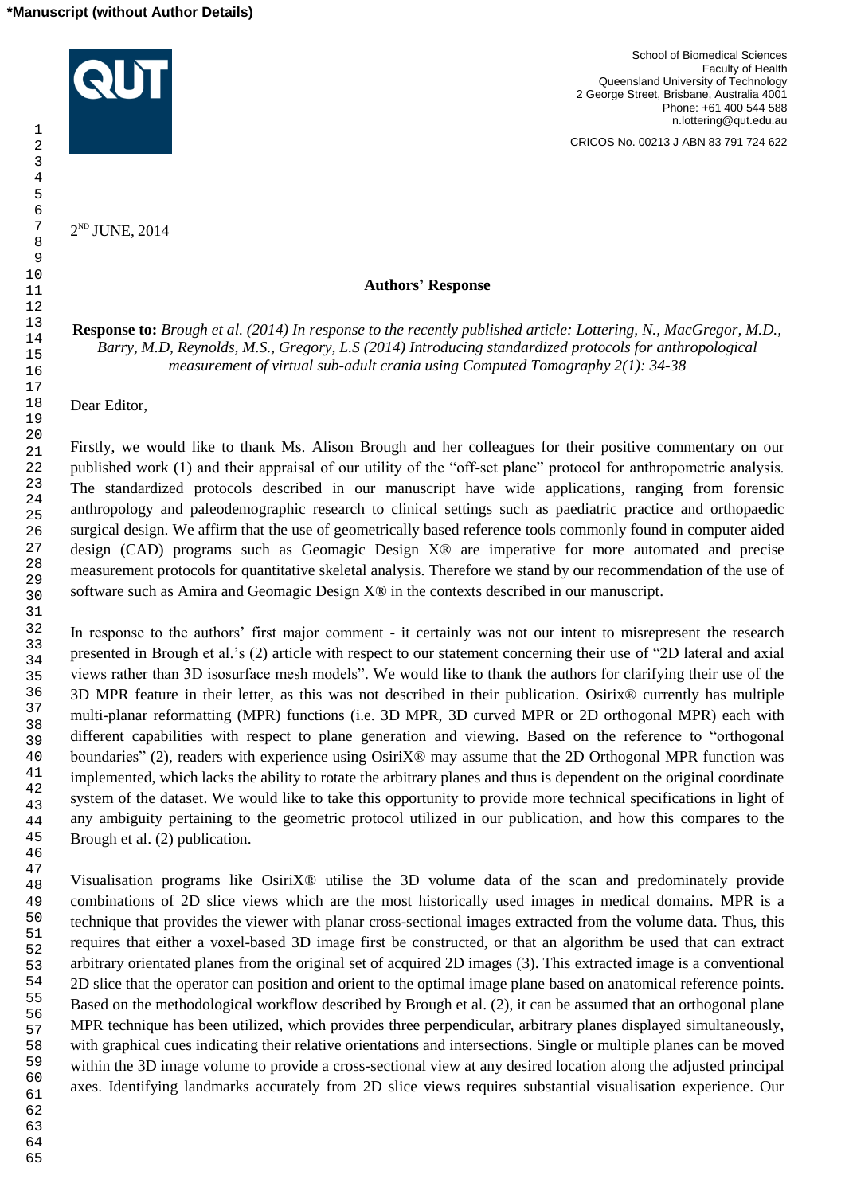**Manuscript (without Author Details)**

QUT

School of Biomedical Sciences
Faculty of Health
Queensland University of Technology
2 George Street, Brisbane, Australia 4001
Phone: +61 400 544 588
n.lottering@qut.edu.au

CRICOS No. 00213 J ABN 83 791 724 622

2ND JUNE, 2014

**Authors' Response**

**Response to:** *Brough et al. (2014) In response to the recently published article: Lottering, N., MacGregor, M.D., Barry, M.D, Reynolds, M.S., Gregory, L.S (2014) Introducing standardized protocols for anthropological measurement of virtual sub-adult crania using Computed Tomography 2(1): 34-38*

Dear Editor,

Firstly, we would like to thank Ms. Alison Brough and her colleagues for their positive commentary on our published work (1) and their appraisal of our utility of the "off-set plane" protocol for anthropometric analysis. The standardized protocols described in our manuscript have wide applications, ranging from forensic anthropology and paleodemographic research to clinical settings such as paediatric practice and orthopaedic surgical design. We affirm that the use of geometrically based reference tools commonly found in computer aided design (CAD) programs such as Geomagic Design X® are imperative for more automated and precise measurement protocols for quantitative skeletal analysis. Therefore we stand by our recommendation of the use of software such as Amira and Geomagic Design X® in the contexts described in our manuscript.

In response to the authors' first major comment - it certainly was not our intent to misrepresent the research presented in Brough et al.'s (2) article with respect to our statement concerning their use of "2D lateral and axial views rather than 3D isosurface mesh models". We would like to thank the authors for clarifying their use of the 3D MPR feature in their letter, as this was not described in their publication. Osirix® currently has multiple multi-planar reformatting (MPR) functions (i.e. 3D MPR, 3D curved MPR or 2D orthogonal MPR) each with different capabilities with respect to plane generation and viewing. Based on the reference to "orthogonal boundaries" (2), readers with experience using OsiriX® may assume that the 2D Orthogonal MPR function was implemented, which lacks the ability to rotate the arbitrary planes and thus is dependent on the original coordinate system of the dataset. We would like to take this opportunity to provide more technical specifications in light of any ambiguity pertaining to the geometric protocol utilized in our publication, and how this compares to the Brough et al. (2) publication.

Visualisation programs like OsiriX® utilise the 3D volume data of the scan and predominately provide combinations of 2D slice views which are the most historically used images in medical domains. MPR is a technique that provides the viewer with planar cross-sectional images extracted from the volume data. Thus, this requires that either a voxel-based 3D image first be constructed, or that an algorithm be used that can extract arbitrary orientated planes from the original set of acquired 2D images (3). This extracted image is a conventional 2D slice that the operator can position and orient to the optimal image plane based on anatomical reference points. Based on the methodological workflow described by Brough et al. (2), it can be assumed that an orthogonal plane MPR technique has been utilized, which provides three perpendicular, arbitrary planes displayed simultaneously, with graphical cues indicating their relative orientations and intersections. Single or multiple planes can be moved within the 3D image volume to provide a cross-sectional view at any desired location along the adjusted principal axes. Identifying landmarks accurately from 2D slice views requires substantial visualisation experience. Our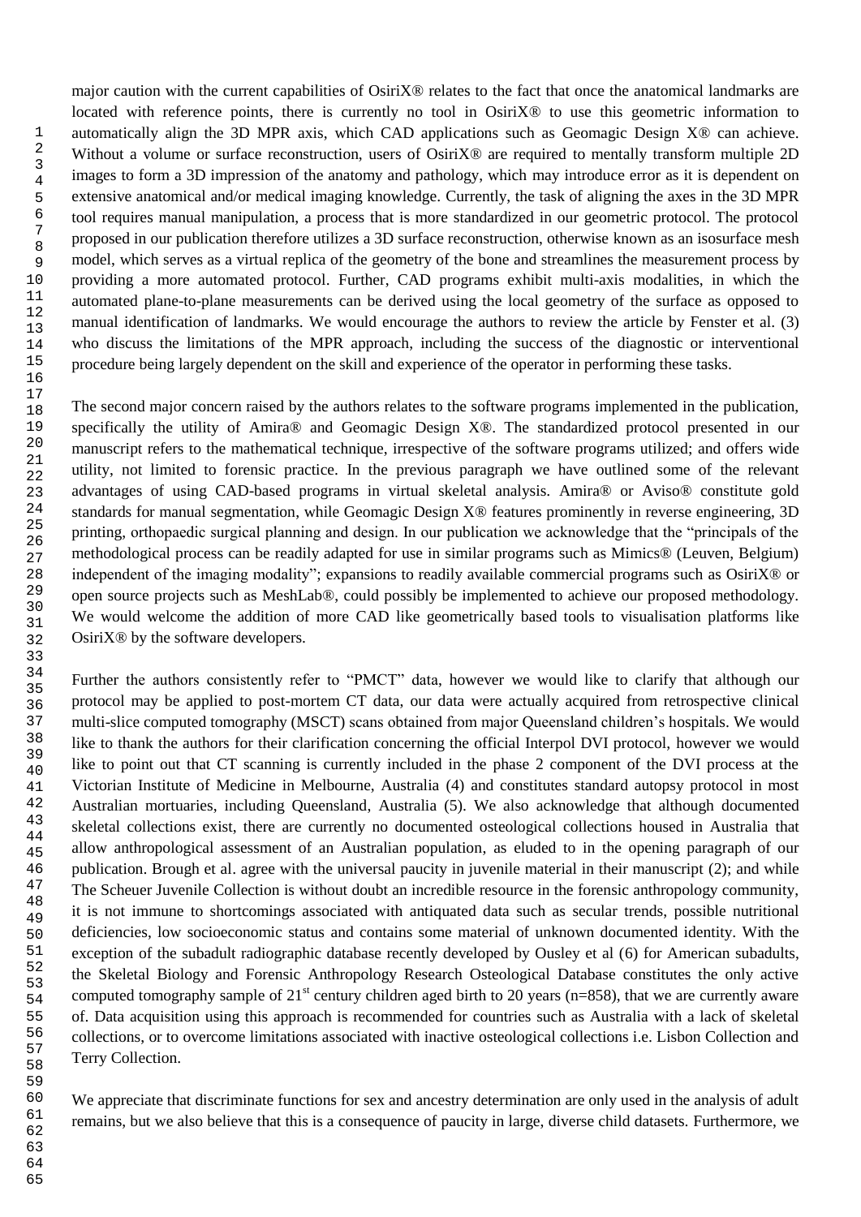major caution with the current capabilities of OsiriX® relates to the fact that once the anatomical landmarks are located with reference points, there is currently no tool in OsiriX® to use this geometric information to automatically align the 3D MPR axis, which CAD applications such as Geomagic Design X® can achieve. Without a volume or surface reconstruction, users of OsiriX® are required to mentally transform multiple 2D images to form a 3D impression of the anatomy and pathology, which may introduce error as it is dependent on extensive anatomical and/or medical imaging knowledge. Currently, the task of aligning the axes in the 3D MPR tool requires manual manipulation, a process that is more standardized in our geometric protocol. The protocol proposed in our publication therefore utilizes a 3D surface reconstruction, otherwise known as an isosurface mesh model, which serves as a virtual replica of the geometry of the bone and streamlines the measurement process by providing a more automated protocol. Further, CAD programs exhibit multi-axis modalities, in which the automated plane-to-plane measurements can be derived using the local geometry of the surface as opposed to manual identification of landmarks. We would encourage the authors to review the article by Fenster et al. (3) who discuss the limitations of the MPR approach, including the success of the diagnostic or interventional procedure being largely dependent on the skill and experience of the operator in performing these tasks.

The second major concern raised by the authors relates to the software programs implemented in the publication, specifically the utility of Amira® and Geomagic Design X®. The standardized protocol presented in our manuscript refers to the mathematical technique, irrespective of the software programs utilized; and offers wide utility, not limited to forensic practice. In the previous paragraph we have outlined some of the relevant advantages of using CAD-based programs in virtual skeletal analysis. Amira® or Aviso® constitute gold standards for manual segmentation, while Geomagic Design X® features prominently in reverse engineering, 3D printing, orthopaedic surgical planning and design. In our publication we acknowledge that the "principals of the methodological process can be readily adapted for use in similar programs such as Mimics® (Leuven, Belgium) independent of the imaging modality"; expansions to readily available commercial programs such as OsiriX® or open source projects such as MeshLab®, could possibly be implemented to achieve our proposed methodology. We would welcome the addition of more CAD like geometrically based tools to visualisation platforms like OsiriX® by the software developers.

Further the authors consistently refer to "PMCT" data, however we would like to clarify that although our protocol may be applied to post-mortem CT data, our data were actually acquired from retrospective clinical multi-slice computed tomography (MSCT) scans obtained from major Queensland children's hospitals. We would like to thank the authors for their clarification concerning the official Interpol DVI protocol, however we would like to point out that CT scanning is currently included in the phase 2 component of the DVI process at the Victorian Institute of Medicine in Melbourne, Australia (4) and constitutes standard autopsy protocol in most Australian mortuaries, including Queensland, Australia (5). We also acknowledge that although documented skeletal collections exist, there are currently no documented osteological collections housed in Australia that allow anthropological assessment of an Australian population, as eluded to in the opening paragraph of our publication. Brough et al. agree with the universal paucity in juvenile material in their manuscript (2); and while The Scheuer Juvenile Collection is without doubt an incredible resource in the forensic anthropology community, it is not immune to shortcomings associated with antiquated data such as secular trends, possible nutritional deficiencies, low socioeconomic status and contains some material of unknown documented identity. With the exception of the subadult radiographic database recently developed by Ousley et al (6) for American subadults, the Skeletal Biology and Forensic Anthropology Research Osteological Database constitutes the only active computed tomography sample of 21st century children aged birth to 20 years (n=858), that we are currently aware of. Data acquisition using this approach is recommended for countries such as Australia with a lack of skeletal collections, or to overcome limitations associated with inactive osteological collections i.e. Lisbon Collection and Terry Collection.

We appreciate that discriminate functions for sex and ancestry determination are only used in the analysis of adult remains, but we also believe that this is a consequence of paucity in large, diverse child datasets. Furthermore, we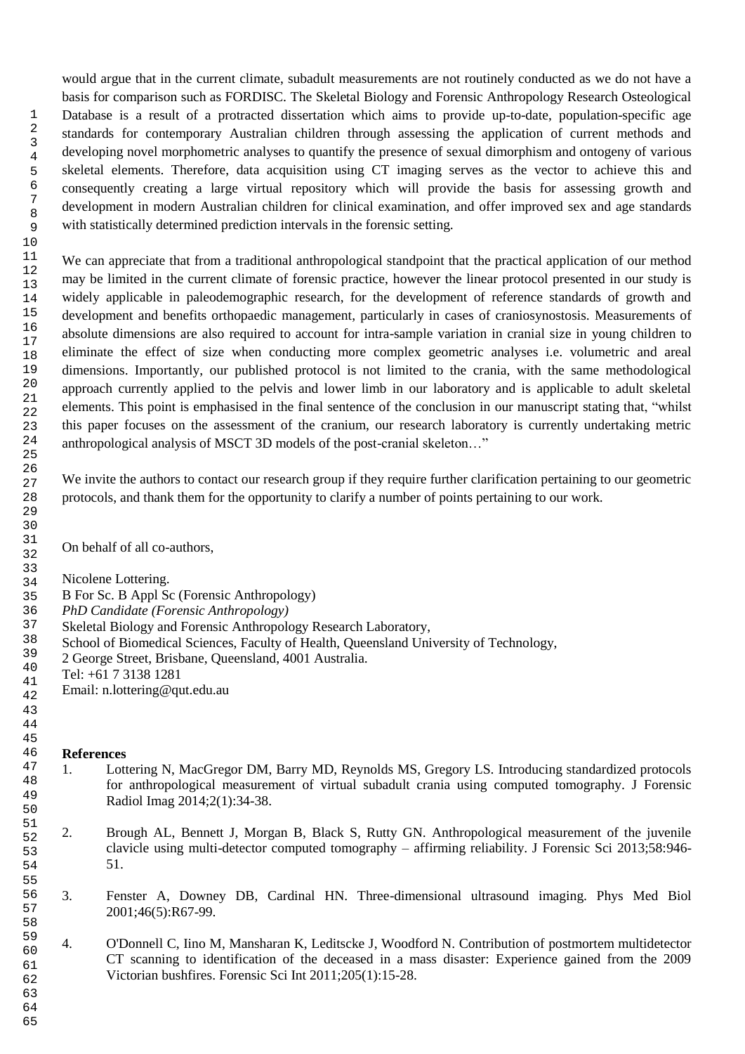would argue that in the current climate, subadult measurements are not routinely conducted as we do not have a basis for comparison such as FORDISC. The Skeletal Biology and Forensic Anthropology Research Osteological Database is a result of a protracted dissertation which aims to provide up-to-date, population-specific age standards for contemporary Australian children through assessing the application of current methods and developing novel morphometric analyses to quantify the presence of sexual dimorphism and ontogeny of various skeletal elements. Therefore, data acquisition using CT imaging serves as the vector to achieve this and consequently creating a large virtual repository which will provide the basis for assessing growth and development in modern Australian children for clinical examination, and offer improved sex and age standards with statistically determined prediction intervals in the forensic setting.

We can appreciate that from a traditional anthropological standpoint that the practical application of our method may be limited in the current climate of forensic practice, however the linear protocol presented in our study is widely applicable in paleodemographic research, for the development of reference standards of growth and development and benefits orthopaedic management, particularly in cases of craniosynostosis. Measurements of absolute dimensions are also required to account for intra-sample variation in cranial size in young children to eliminate the effect of size when conducting more complex geometric analyses i.e. volumetric and areal dimensions. Importantly, our published protocol is not limited to the crania, with the same methodological approach currently applied to the pelvis and lower limb in our laboratory and is applicable to adult skeletal elements. This point is emphasised in the final sentence of the conclusion in our manuscript stating that, "whilst this paper focuses on the assessment of the cranium, our research laboratory is currently undertaking metric anthropological analysis of MSCT 3D models of the post-cranial skeleton…"

We invite the authors to contact our research group if they require further clarification pertaining to our geometric protocols, and thank them for the opportunity to clarify a number of points pertaining to our work.

On behalf of all co-authors,

Nicolene Lottering.
B For Sc. B Appl Sc (Forensic Anthropology)
*PhD Candidate (Forensic Anthropology)*
Skeletal Biology and Forensic Anthropology Research Laboratory,
School of Biomedical Sciences, Faculty of Health, Queensland University of Technology,
2 George Street, Brisbane, Queensland, 4001 Australia.
Tel: +61 7 3138 1281
Email: n.lottering@qut.edu.au

**References**

1. Lottering N, MacGregor DM, Barry MD, Reynolds MS, Gregory LS. Introducing standardized protocols for anthropological measurement of virtual subadult crania using computed tomography. J Forensic Radiol Imag 2014;2(1):34-38.

2. Brough AL, Bennett J, Morgan B, Black S, Rutty GN. Anthropological measurement of the juvenile clavicle using multi-detector computed tomography – affirming reliability. J Forensic Sci 2013;58:946-51.

3. Fenster A, Downey DB, Cardinal HN. Three-dimensional ultrasound imaging. Phys Med Biol 2001;46(5):R67-99.

4. O'Donnell C, Iino M, Mansharan K, Leditscke J, Woodford N. Contribution of postmortem multidetector CT scanning to identification of the deceased in a mass disaster: Experience gained from the 2009 Victorian bushfires. Forensic Sci Int 2011;205(1):15-28.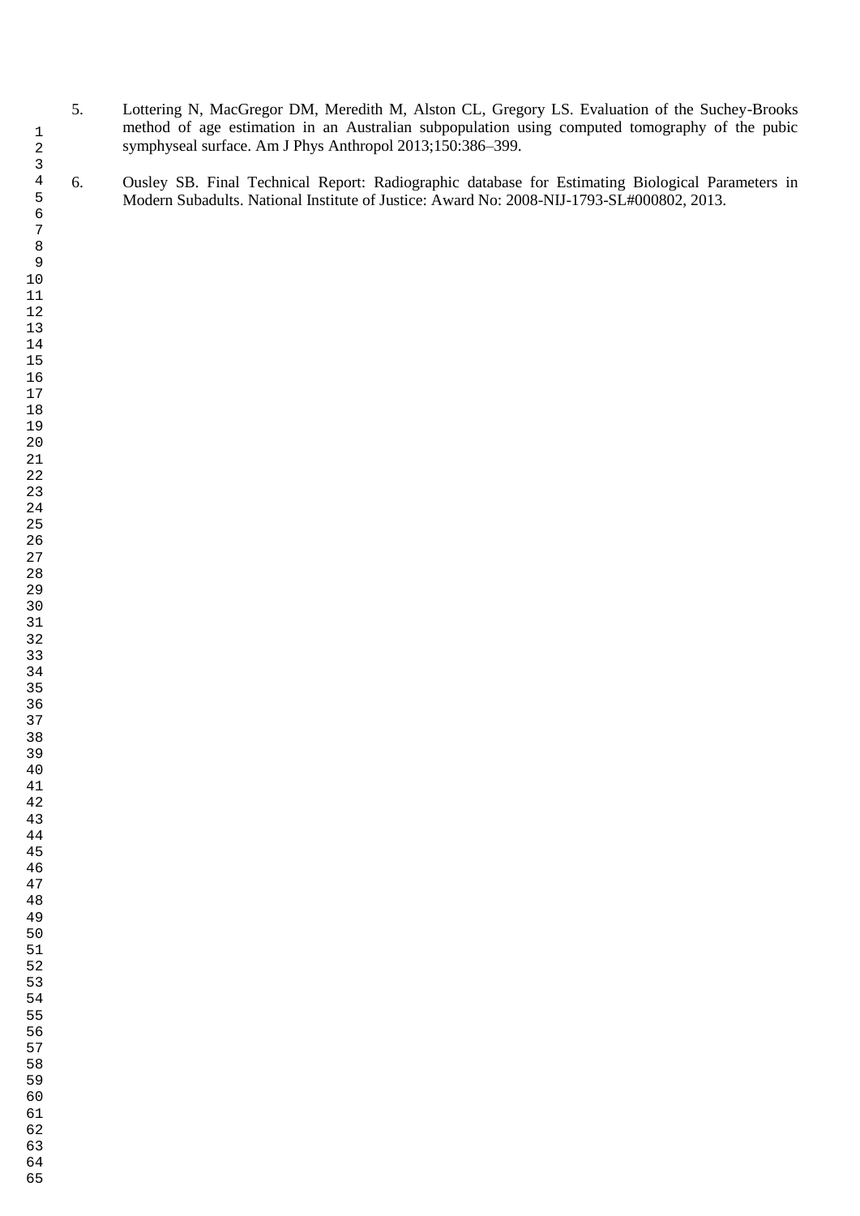5. Lottering N, MacGregor DM, Meredith M, Alston CL, Gregory LS. Evaluation of the Suchey-Brooks method of age estimation in an Australian subpopulation using computed tomography of the pubic symphyseal surface. Am J Phys Anthropol 2013;150:386–399.

6. Ousley SB. Final Technical Report: Radiographic database for Estimating Biological Parameters in Modern Subadults. National Institute of Justice: Award No: 2008-NIJ-1793-SL#000802, 2013.